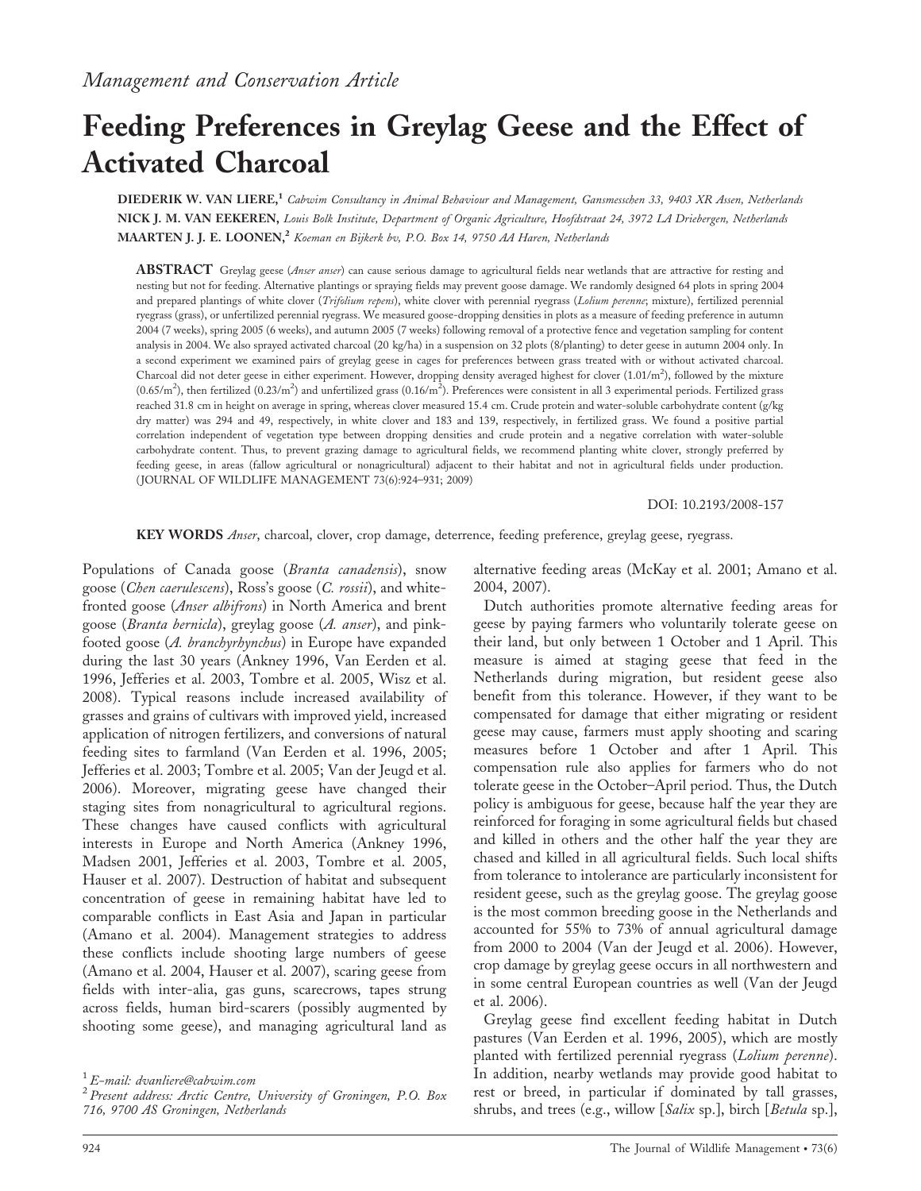*Management and Conservation Article*

# Feeding Preferences in Greylag Geese and the Effect of Activated Charcoal

**DIEDERIK W. VAN LIERE,**[1] *Cabwim Consultancy in Animal Behaviour and Management, Gansmesschen 33, 9403 XR Assen, Netherlands*

**NICK J. M. VAN EEKEREN,** *Louis Bolk Institute, Department of Organic Agriculture, Hoofdstraat 24, 3972 LA Driebergen, Netherlands*

**MAARTEN J. J. E. LOONEN,**[2] *Koeman en Bijkerk bv, P.O. Box 14, 9750 AA Haren, Netherlands*

**ABSTRACT** Greylag geese (*Anser anser*) can cause serious damage to agricultural fields near wetlands that are attractive for resting and nesting but not for feeding. Alternative plantings or spraying fields may prevent goose damage. We randomly designed 64 plots in spring 2004 and prepared plantings of white clover (*Trifolium repens*), white clover with perennial ryegrass (*Lolium perenne*; mixture), fertilized perennial ryegrass (grass), or unfertilized perennial ryegrass. We measured goose-dropping densities in plots as a measure of feeding preference in autumn 2004 (7 weeks), spring 2005 (6 weeks), and autumn 2005 (7 weeks) following removal of a protective fence and vegetation sampling for content analysis in 2004. We also sprayed activated charcoal (20 kg/ha) in a suspension on 32 plots (8/planting) to deter geese in autumn 2004 only. In a second experiment we examined pairs of greylag geese in cages for preferences between grass treated with or without activated charcoal. Charcoal did not deter geese in either experiment. However, dropping density averaged highest for clover (1.01/m$^2$), followed by the mixture (0.65/m$^2$), then fertilized (0.23/m$^2$) and unfertilized grass (0.16/m$^2$). Preferences were consistent in all 3 experimental periods. Fertilized grass reached 31.8 cm in height on average in spring, whereas clover measured 15.4 cm. Crude protein and water-soluble carbohydrate content (g/kg dry matter) was 294 and 49, respectively, in white clover and 183 and 139, respectively, in fertilized grass. We found a positive partial correlation independent of vegetation type between dropping densities and crude protein and a negative correlation with water-soluble carbohydrate content. Thus, to prevent grazing damage to agricultural fields, we recommend planting white clover, strongly preferred by feeding geese, in areas (fallow agricultural or nonagricultural) adjacent to their habitat and not in agricultural fields under production. (JOURNAL OF WILDLIFE MANAGEMENT 73(6):924–931; 2009)

DOI: 10.2193/2008-157

**KEY WORDS** *Anser*, charcoal, clover, crop damage, deterrence, feeding preference, greylag geese, ryegrass.

Populations of Canada goose (*Branta canadensis*), snow goose (*Chen caerulescens*), Ross's goose (*C. rossii*), and white-fronted goose (*Anser albifrons*) in North America and brent goose (*Branta bernicla*), greylag goose (*A. anser*), and pink-footed goose (*A. branchyrhynchus*) in Europe have expanded during the last 30 years (Ankney 1996, Van Eerden et al. 1996, Jefferies et al. 2003, Tombre et al. 2005, Wisz et al. 2008). Typical reasons include increased availability of grasses and grains of cultivars with improved yield, increased application of nitrogen fertilizers, and conversions of natural feeding sites to farmland (Van Eerden et al. 1996, 2005; Jefferies et al. 2003; Tombre et al. 2005; Van der Jeugd et al. 2006). Moreover, migrating geese have changed their staging sites from nonagricultural to agricultural regions. These changes have caused conflicts with agricultural interests in Europe and North America (Ankney 1996, Madsen 2001, Jefferies et al. 2003, Tombre et al. 2005, Hauser et al. 2007). Destruction of habitat and subsequent concentration of geese in remaining habitat have led to comparable conflicts in East Asia and Japan in particular (Amano et al. 2004). Management strategies to address these conflicts include shooting large numbers of geese (Amano et al. 2004, Hauser et al. 2007), scaring geese from fields with inter-alia, gas guns, scarecrows, tapes strung across fields, human bird-scarers (possibly augmented by shooting some geese), and managing agricultural land as alternative feeding areas (McKay et al. 2001; Amano et al. 2004, 2007).

Dutch authorities promote alternative feeding areas for geese by paying farmers who voluntarily tolerate geese on their land, but only between 1 October and 1 April. This measure is aimed at staging geese that feed in the Netherlands during migration, but resident geese also benefit from this tolerance. However, if they want to be compensated for damage that either migrating or resident geese may cause, farmers must apply shooting and scaring measures before 1 October and after 1 April. This compensation rule also applies for farmers who do not tolerate geese in the October–April period. Thus, the Dutch policy is ambiguous for geese, because half the year they are reinforced for foraging in some agricultural fields but chased and killed in others and the other half the year they are chased and killed in all agricultural fields. Such local shifts from tolerance to intolerance are particularly inconsistent for resident geese, such as the greylag goose. The greylag goose is the most common breeding goose in the Netherlands and accounted for 55% to 73% of annual agricultural damage from 2000 to 2004 (Van der Jeugd et al. 2006). However, crop damage by greylag geese occurs in all northwestern and in some central European countries as well (Van der Jeugd et al. 2006).

Greylag geese find excellent feeding habitat in Dutch pastures (Van Eerden et al. 1996, 2005), which are mostly planted with fertilized perennial ryegrass (*Lolium perenne*). In addition, nearby wetlands may provide good habitat to rest or breed, in particular if dominated by tall grasses, shrubs, and trees (e.g., willow [*Salix* sp.], birch [*Betula* sp.],

[1] *E-mail: dvanliere@cabwim.com*

[2] *Present address: Arctic Centre, University of Groningen, P.O. Box 716, 9700 AS Groningen, Netherlands*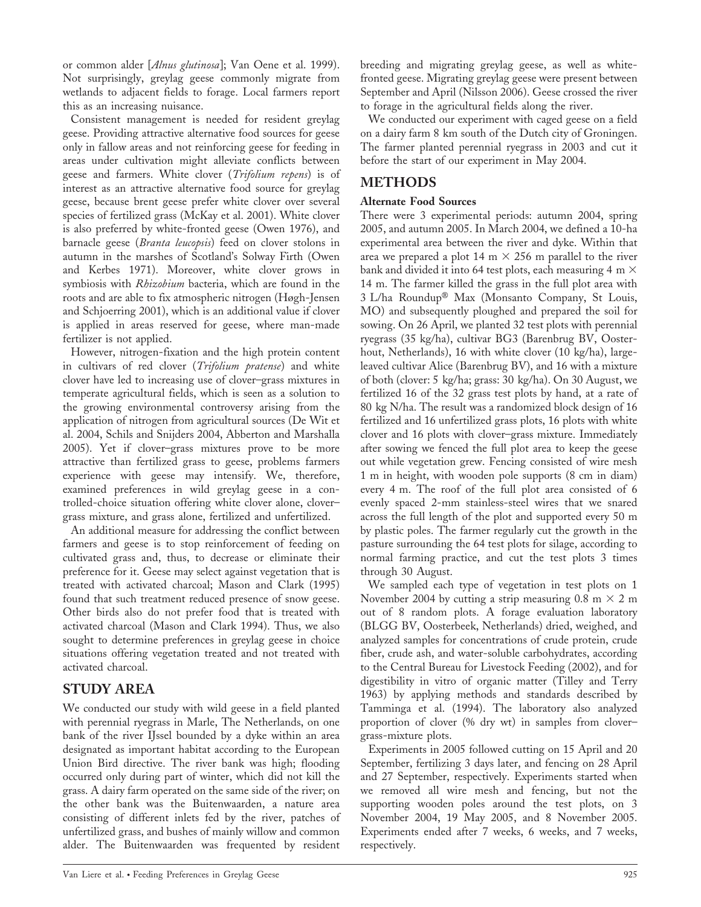or common alder [*Alnus glutinosa*]; Van Oene et al. 1999). Not surprisingly, greylag geese commonly migrate from wetlands to adjacent fields to forage. Local farmers report this as an increasing nuisance.

Consistent management is needed for resident greylag geese. Providing attractive alternative food sources for geese only in fallow areas and not reinforcing geese for feeding in areas under cultivation might alleviate conflicts between geese and farmers. White clover (*Trifolium repens*) is of interest as an attractive alternative food source for greylag geese, because brent geese prefer white clover over several species of fertilized grass (McKay et al. 2001). White clover is also preferred by white-fronted geese (Owen 1976), and barnacle geese (*Branta leucopsis*) feed on clover stolons in autumn in the marshes of Scotland's Solway Firth (Owen and Kerbes 1971). Moreover, white clover grows in symbiosis with *Rhizobium* bacteria, which are found in the roots and are able to fix atmospheric nitrogen (Høgh-Jensen and Schjoerring 2001), which is an additional value if clover is applied in areas reserved for geese, where man-made fertilizer is not applied.

However, nitrogen-fixation and the high protein content in cultivars of red clover (*Trifolium pratense*) and white clover have led to increasing use of clover–grass mixtures in temperate agricultural fields, which is seen as a solution to the growing environmental controversy arising from the application of nitrogen from agricultural sources (De Wit et al. 2004, Schils and Snijders 2004, Abberton and Marshalla 2005). Yet if clover–grass mixtures prove to be more attractive than fertilized grass to geese, problems farmers experience with geese may intensify. We, therefore, examined preferences in wild greylag geese in a controlled-choice situation offering white clover alone, clover–grass mixture, and grass alone, fertilized and unfertilized.

An additional measure for addressing the conflict between farmers and geese is to stop reinforcement of feeding on cultivated grass and, thus, to decrease or eliminate their preference for it. Geese may select against vegetation that is treated with activated charcoal; Mason and Clark (1995) found that such treatment reduced presence of snow geese. Other birds also do not prefer food that is treated with activated charcoal (Mason and Clark 1994). Thus, we also sought to determine preferences in greylag geese in choice situations offering vegetation treated and not treated with activated charcoal.

## STUDY AREA

We conducted our study with wild geese in a field planted with perennial ryegrass in Marle, The Netherlands, on one bank of the river IJssel bounded by a dyke within an area designated as important habitat according to the European Union Bird directive. The river bank was high; flooding occurred only during part of winter, which did not kill the grass. A dairy farm operated on the same side of the river; on the other bank was the Buitenwaarden, a nature area consisting of different inlets fed by the river, patches of unfertilized grass, and bushes of mainly willow and common alder. The Buitenwaarden was frequented by resident breeding and migrating greylag geese, as well as white-fronted geese. Migrating greylag geese were present between September and April (Nilsson 2006). Geese crossed the river to forage in the agricultural fields along the river.

We conducted our experiment with caged geese on a field on a dairy farm 8 km south of the Dutch city of Groningen. The farmer planted perennial ryegrass in 2003 and cut it before the start of our experiment in May 2004.

## METHODS

### Alternate Food Sources

There were 3 experimental periods: autumn 2004, spring 2005, and autumn 2005. In March 2004, we defined a 10-ha experimental area between the river and dyke. Within that area we prepared a plot 14 m × 256 m parallel to the river bank and divided it into 64 test plots, each measuring 4 m × 14 m. The farmer killed the grass in the full plot area with 3 L/ha Roundup® Max (Monsanto Company, St Louis, MO) and subsequently ploughed and prepared the soil for sowing. On 26 April, we planted 32 test plots with perennial ryegrass (35 kg/ha), cultivar BG3 (Barenbrug BV, Oosterhout, Netherlands), 16 with white clover (10 kg/ha), large-leaved cultivar Alice (Barenbrug BV), and 16 with a mixture of both (clover: 5 kg/ha; grass: 30 kg/ha). On 30 August, we fertilized 16 of the 32 grass test plots by hand, at a rate of 80 kg N/ha. The result was a randomized block design of 16 fertilized and 16 unfertilized grass plots, 16 plots with white clover and 16 plots with clover–grass mixture. Immediately after sowing we fenced the full plot area to keep the geese out while vegetation grew. Fencing consisted of wire mesh 1 m in height, with wooden pole supports (8 cm in diam) every 4 m. The roof of the full plot area consisted of 6 evenly spaced 2-mm stainless-steel wires that we snared across the full length of the plot and supported every 50 m by plastic poles. The farmer regularly cut the growth in the pasture surrounding the 64 test plots for silage, according to normal farming practice, and cut the test plots 3 times through 30 August.

We sampled each type of vegetation in test plots on 1 November 2004 by cutting a strip measuring 0.8 m × 2 m out of 8 random plots. A forage evaluation laboratory (BLGG BV, Oosterbeek, Netherlands) dried, weighed, and analyzed samples for concentrations of crude protein, crude fiber, crude ash, and water-soluble carbohydrates, according to the Central Bureau for Livestock Feeding (2002), and for digestibility in vitro of organic matter (Tilley and Terry 1963) by applying methods and standards described by Tamminga et al. (1994). The laboratory also analyzed proportion of clover (% dry wt) in samples from clover–grass-mixture plots.

Experiments in 2005 followed cutting on 15 April and 20 September, fertilizing 3 days later, and fencing on 28 April and 27 September, respectively. Experiments started when we removed all wire mesh and fencing, but not the supporting wooden poles around the test plots, on 3 November 2004, 19 May 2005, and 8 November 2005. Experiments ended after 7 weeks, 6 weeks, and 7 weeks, respectively.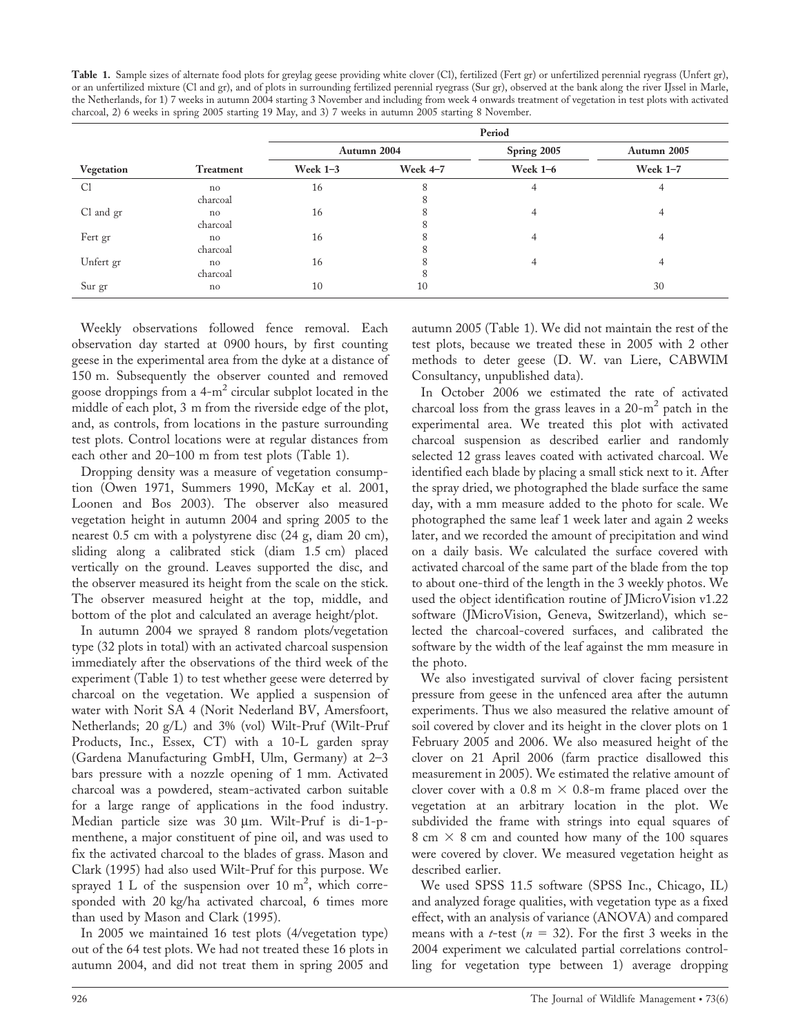**Table 1.** Sample sizes of alternate food plots for greylag geese providing white clover (Cl), fertilized (Fert gr) or unfertilized perennial ryegrass (Unfert gr), or an unfertilized mixture (Cl and gr), and of plots in surrounding fertilized perennial ryegrass (Sur gr), observed at the bank along the river IJssel in Marle, the Netherlands, for 1) 7 weeks in autumn 2004 starting 3 November and including from week 4 onwards treatment of vegetation in test plots with activated charcoal, 2) 6 weeks in spring 2005 starting 19 May, and 3) 7 weeks in autumn 2005 starting 8 November.

| | | Period | | | |
|---|---|---|---|---|---|
| | | Autumn 2004 | | Spring 2005 | Autumn 2005 |
| Vegetation | Treatment | Week 1–3 | Week 4–7 | Week 1–6 | Week 1–7 |
| Cl | no | 16 | 8 | 4 | 4 |
| | charcoal | | 8 | | |
| Cl and gr | no | 16 | 8 | 4 | 4 |
| | charcoal | | 8 | | |
| Fert gr | no | 16 | 8 | 4 | 4 |
| | charcoal | | 8 | | |
| Unfert gr | no | 16 | 8 | 4 | 4 |
| | charcoal | | 8 | | |
| Sur gr | no | 10 | 10 | | 30 |

Weekly observations followed fence removal. Each observation day started at 0900 hours, by first counting geese in the experimental area from the dyke at a distance of 150 m. Subsequently the observer counted and removed goose droppings from a 4-$m^2$ circular subplot located in the middle of each plot, 3 m from the riverside edge of the plot, and, as controls, from locations in the pasture surrounding test plots. Control locations were at regular distances from each other and 20–100 m from test plots (Table 1).

Dropping density was a measure of vegetation consumption (Owen 1971, Summers 1990, McKay et al. 2001, Loonen and Bos 2003). The observer also measured vegetation height in autumn 2004 and spring 2005 to the nearest 0.5 cm with a polystyrene disc (24 g, diam 20 cm), sliding along a calibrated stick (diam 1.5 cm) placed vertically on the ground. Leaves supported the disc, and the observer measured its height from the scale on the stick. The observer measured height at the top, middle, and bottom of the plot and calculated an average height/plot.

In autumn 2004 we sprayed 8 random plots/vegetation type (32 plots in total) with an activated charcoal suspension immediately after the observations of the third week of the experiment (Table 1) to test whether geese were deterred by charcoal on the vegetation. We applied a suspension of water with Norit SA 4 (Norit Nederland BV, Amersfoort, Netherlands; 20 g/L) and 3% (vol) Wilt-Pruf (Wilt-Pruf Products, Inc., Essex, CT) with a 10-L garden spray (Gardena Manufacturing GmbH, Ulm, Germany) at 2–3 bars pressure with a nozzle opening of 1 mm. Activated charcoal was a powdered, steam-activated carbon suitable for a large range of applications in the food industry. Median particle size was 30 μm. Wilt-Pruf is di-1-p-menthene, a major constituent of pine oil, and was used to fix the activated charcoal to the blades of grass. Mason and Clark (1995) had also used Wilt-Pruf for this purpose. We sprayed 1 L of the suspension over 10 $m^2$, which corresponded with 20 kg/ha activated charcoal, 6 times more than used by Mason and Clark (1995).

In 2005 we maintained 16 test plots (4/vegetation type) out of the 64 test plots. We had not treated these 16 plots in autumn 2004, and did not treat them in spring 2005 and autumn 2005 (Table 1). We did not maintain the rest of the test plots, because we treated these in 2005 with 2 other methods to deter geese (D. W. van Liere, CABWIM Consultancy, unpublished data).

In October 2006 we estimated the rate of activated charcoal loss from the grass leaves in a 20-$m^2$ patch in the experimental area. We treated this plot with activated charcoal suspension as described earlier and randomly selected 12 grass leaves coated with activated charcoal. We identified each blade by placing a small stick next to it. After the spray dried, we photographed the blade surface the same day, with a mm measure added to the photo for scale. We photographed the same leaf 1 week later and again 2 weeks later, and we recorded the amount of precipitation and wind on a daily basis. We calculated the surface covered with activated charcoal of the same part of the blade from the top to about one-third of the length in the 3 weekly photos. We used the object identification routine of JMicroVision v1.22 software (JMicroVision, Geneva, Switzerland), which selected the charcoal-covered surfaces, and calibrated the software by the width of the leaf against the mm measure in the photo.

We also investigated survival of clover facing persistent pressure from geese in the unfenced area after the autumn experiments. Thus we also measured the relative amount of soil covered by clover and its height in the clover plots on 1 February 2005 and 2006. We also measured height of the clover on 21 April 2006 (farm practice disallowed this measurement in 2005). We estimated the relative amount of clover cover with a 0.8 m × 0.8-m frame placed over the vegetation at an arbitrary location in the plot. We subdivided the frame with strings into equal squares of 8 cm × 8 cm and counted how many of the 100 squares were covered by clover. We measured vegetation height as described earlier.

We used SPSS 11.5 software (SPSS Inc., Chicago, IL) and analyzed forage qualities, with vegetation type as a fixed effect, with an analysis of variance (ANOVA) and compared means with a $t$-test ($n = 32$). For the first 3 weeks in the 2004 experiment we calculated partial correlations controlling for vegetation type between 1) average dropping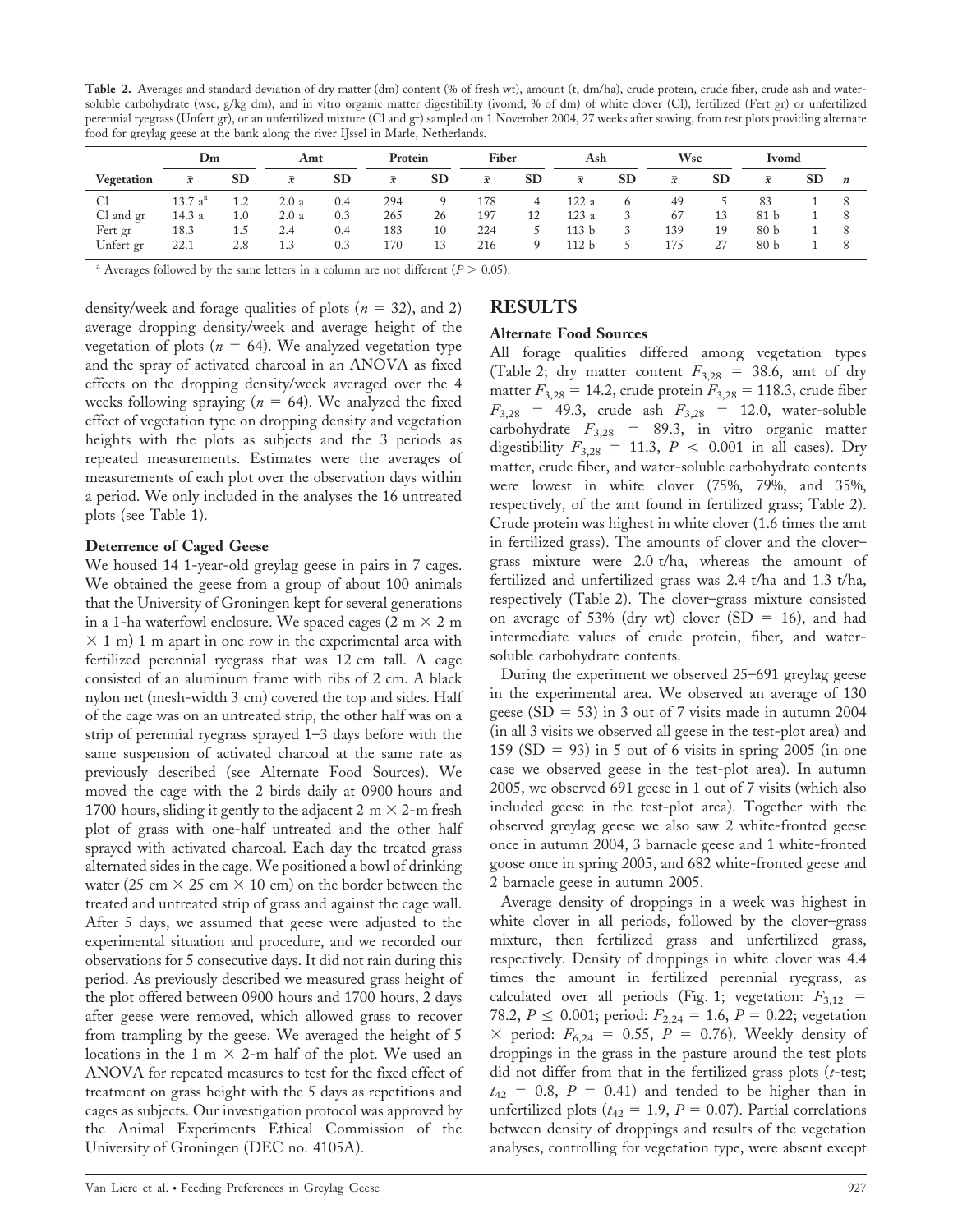**Table 2.** Averages and standard deviation of dry matter (dm) content (% of fresh wt), amount (t, dm/ha), crude protein, crude fiber, crude ash and water-soluble carbohydrate (wsc, g/kg dm), and in vitro organic matter digestibility (ivomd, % of dm) of white clover (Cl), fertilized (Fert gr) or unfertilized perennial ryegrass (Unfert gr), or an unfertilized mixture (Cl and gr) sampled on 1 November 2004, 27 weeks after sowing, from test plots providing alternate food for greylag geese at the bank along the river IJssel in Marle, Netherlands.

| | Dm | | Amt | | Protein | | Fiber | | Ash | | Wsc | | Ivomd | | |
|---|---|---|---|---|---|---|---|---|---|---|---|---|---|---|---|
| Vegetation | $\bar{x}$ | SD | $\bar{x}$ | SD | $\bar{x}$ | SD | $\bar{x}$ | SD | $\bar{x}$ | SD | $\bar{x}$ | SD | $\bar{x}$ | SD | $n$ |
| Cl | 13.7 a[a] | 1.2 | 2.0 a | 0.4 | 294 | 9 | 178 | 4 | 122 a | 6 | 49 | 5 | 83 | 1 | 8 |
| Cl and gr | 14.3 a | 1.0 | 2.0 a | 0.3 | 265 | 26 | 197 | 12 | 123 a | 3 | 67 | 13 | 81 b | 1 | 8 |
| Fert gr | 18.3 | 1.5 | 2.4 | 0.4 | 183 | 10 | 224 | 5 | 113 b | 3 | 139 | 19 | 80 b | 1 | 8 |
| Unfert gr | 22.1 | 2.8 | 1.3 | 0.3 | 170 | 13 | 216 | 9 | 112 b | 5 | 175 | 27 | 80 b | 1 | 8 |

[a] Averages followed by the same letters in a column are not different ($P > 0.05$).

density/week and forage qualities of plots ($n = 32$), and 2) average dropping density/week and average height of the vegetation of plots ($n = 64$). We analyzed vegetation type and the spray of activated charcoal in an ANOVA as fixed effects on the dropping density/week averaged over the 4 weeks following spraying ($n = 64$). We analyzed the fixed effect of vegetation type on dropping density and vegetation heights with the plots as subjects and the 3 periods as repeated measurements. Estimates were the averages of measurements of each plot over the observation days within a period. We only included in the analyses the 16 untreated plots (see Table 1).

### Deterrence of Caged Geese

We housed 14 1-year-old greylag geese in pairs in 7 cages. We obtained the geese from a group of about 100 animals that the University of Groningen kept for several generations in a 1-ha waterfowl enclosure. We spaced cages (2 m × 2 m × 1 m) 1 m apart in one row in the experimental area with fertilized perennial ryegrass that was 12 cm tall. A cage consisted of an aluminum frame with ribs of 2 cm. A black nylon net (mesh-width 3 cm) covered the top and sides. Half of the cage was on an untreated strip, the other half was on a strip of perennial ryegrass sprayed 1–3 days before with the same suspension of activated charcoal at the same rate as previously described (see Alternate Food Sources). We moved the cage with the 2 birds daily at 0900 hours and 1700 hours, sliding it gently to the adjacent 2 m × 2-m fresh plot of grass with one-half untreated and the other half sprayed with activated charcoal. Each day the treated grass alternated sides in the cage. We positioned a bowl of drinking water (25 cm × 25 cm × 10 cm) on the border between the treated and untreated strip of grass and against the cage wall. After 5 days, we assumed that geese were adjusted to the experimental situation and procedure, and we recorded our observations for 5 consecutive days. It did not rain during this period. As previously described we measured grass height of the plot offered between 0900 hours and 1700 hours, 2 days after geese were removed, which allowed grass to recover from trampling by the geese. We averaged the height of 5 locations in the 1 m × 2-m half of the plot. We used an ANOVA for repeated measures to test for the fixed effect of treatment on grass height with the 5 days as repetitions and cages as subjects. Our investigation protocol was approved by the Animal Experiments Ethical Commission of the University of Groningen (DEC no. 4105A).

## RESULTS

### Alternate Food Sources

All forage qualities differed among vegetation types (Table 2; dry matter content $F_{3,28} = 38.6$, amt of dry matter $F_{3,28} = 14.2$, crude protein $F_{3,28} = 118.3$, crude fiber $F_{3,28} = 49.3$, crude ash $F_{3,28} = 12.0$, water-soluble carbohydrate $F_{3,28} = 89.3$, in vitro organic matter digestibility $F_{3,28} = 11.3$, $P \leq 0.001$ in all cases). Dry matter, crude fiber, and water-soluble carbohydrate contents were lowest in white clover (75%, 79%, and 35%, respectively, of the amt found in fertilized grass; Table 2). Crude protein was highest in white clover (1.6 times the amt in fertilized grass). The amounts of clover and the clover–grass mixture were 2.0 t/ha, whereas the amount of fertilized and unfertilized grass was 2.4 t/ha and 1.3 t/ha, respectively (Table 2). The clover–grass mixture consisted on average of 53% (dry wt) clover (SD = 16), and had intermediate values of crude protein, fiber, and water-soluble carbohydrate contents.

During the experiment we observed 25–691 greylag geese in the experimental area. We observed an average of 130 geese (SD = 53) in 3 out of 7 visits made in autumn 2004 (in all 3 visits we observed all geese in the test-plot area) and 159 (SD = 93) in 5 out of 6 visits in spring 2005 (in one case we observed geese in the test-plot area). In autumn 2005, we observed 691 geese in 1 out of 7 visits (which also included geese in the test-plot area). Together with the observed greylag geese we also saw 2 white-fronted geese once in autumn 2004, 3 barnacle geese and 1 white-fronted goose once in spring 2005, and 682 white-fronted geese and 2 barnacle geese in autumn 2005.

Average density of droppings in a week was highest in white clover in all periods, followed by the clover–grass mixture, then fertilized grass and unfertilized grass, respectively. Density of droppings in white clover was 4.4 times the amount in fertilized perennial ryegrass, as calculated over all periods (Fig. 1; vegetation: $F_{3,12} = 78.2$, $P \leq 0.001$; period: $F_{2,24} = 1.6$, $P = 0.22$; vegetation × period: $F_{6,24} = 0.55$, $P = 0.76$). Weekly density of droppings in the grass in the pasture around the test plots did not differ from that in the fertilized grass plots ($t$-test; $t_{42} = 0.8$, $P = 0.41$) and tended to be higher than in unfertilized plots ($t_{42} = 1.9$, $P = 0.07$). Partial correlations between density of droppings and results of the vegetation analyses, controlling for vegetation type, were absent except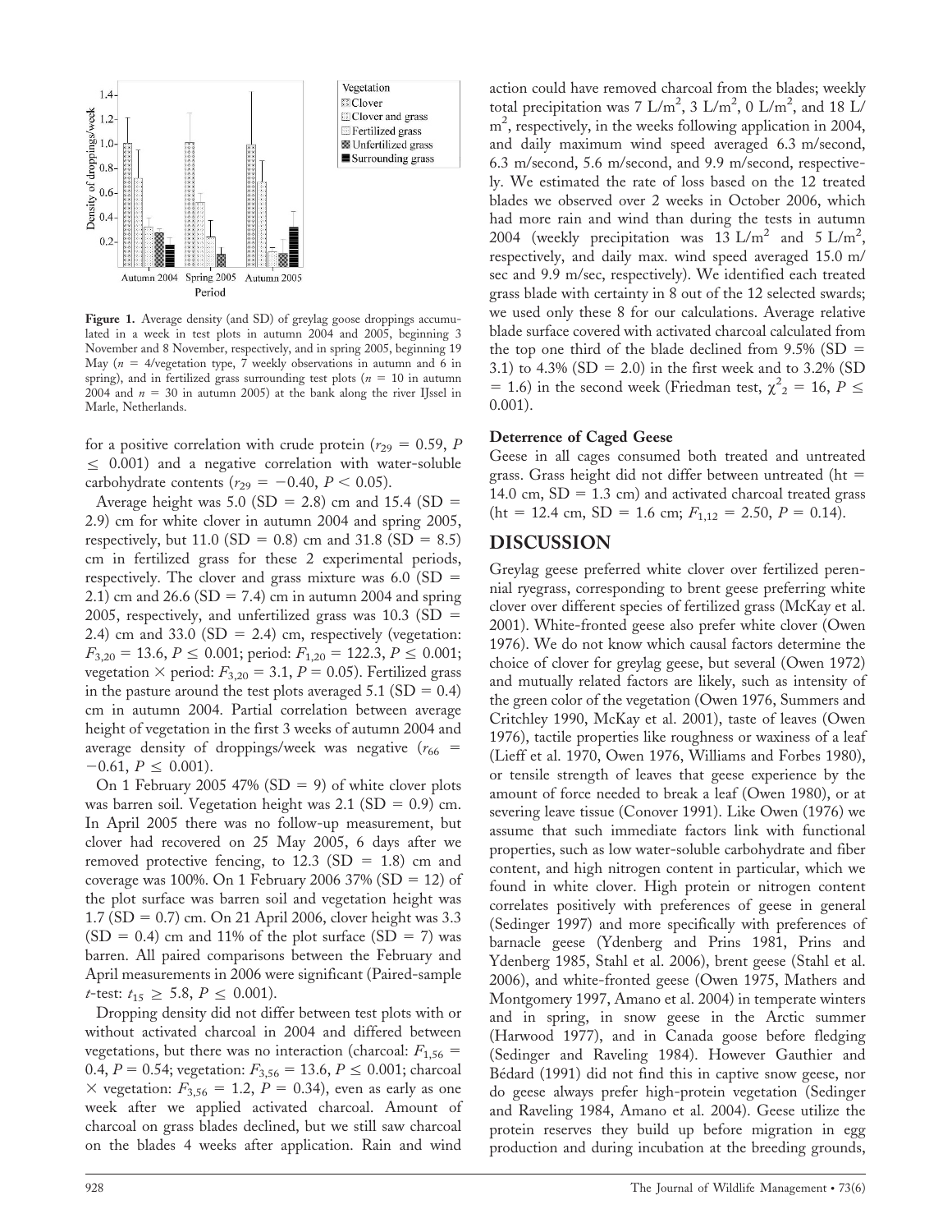Figure 1. Average density (and SD) of greylag goose droppings accumulated in a week in test plots in autumn 2004 and 2005, beginning 3 November and 8 November, respectively, and in spring 2005, beginning 19 May ($n$ = 4/vegetation type, 7 weekly observations in autumn and 6 in spring), and in fertilized grass surrounding test plots ($n$ = 10 in autumn 2004 and $n$ = 30 in autumn 2005) at the bank along the river IJssel in Marle, Netherlands.

for a positive correlation with crude protein ($r_{29}$ = 0.59, $P \leq 0.001$) and a negative correlation with water-soluble carbohydrate contents ($r_{29} = -0.40$, $P < 0.05$).

Average height was 5.0 (SD = 2.8) cm and 15.4 (SD = 2.9) cm for white clover in autumn 2004 and spring 2005, respectively, but 11.0 (SD = 0.8) cm and 31.8 (SD = 8.5) cm in fertilized grass for these 2 experimental periods, respectively. The clover and grass mixture was 6.0 (SD = 2.1) cm and 26.6 (SD = 7.4) cm in autumn 2004 and spring 2005, respectively, and unfertilized grass was 10.3 (SD = 2.4) cm and 33.0 (SD = 2.4) cm, respectively (vegetation: $F_{3,20}$ = 13.6, $P \leq 0.001$; period: $F_{1,20}$ = 122.3, $P \leq 0.001$; vegetation × period: $F_{3,20}$ = 3.1, $P$ = 0.05). Fertilized grass in the pasture around the test plots averaged 5.1 (SD = 0.4) cm in autumn 2004. Partial correlation between average height of vegetation in the first 3 weeks of autumn 2004 and average density of droppings/week was negative ($r_{66} = -0.61$, $P \leq 0.001$).

On 1 February 2005 47% (SD = 9) of white clover plots was barren soil. Vegetation height was 2.1 (SD = 0.9) cm. In April 2005 there was no follow-up measurement, but clover had recovered on 25 May 2005, 6 days after we removed protective fencing, to 12.3 (SD = 1.8) cm and coverage was 100%. On 1 February 2006 37% (SD = 12) of the plot surface was barren soil and vegetation height was 1.7 (SD = 0.7) cm. On 21 April 2006, clover height was 3.3 (SD = 0.4) cm and 11% of the plot surface (SD = 7) was barren. All paired comparisons between the February and April measurements in 2006 were significant (Paired-sample $t$-test: $t_{15} \geq 5.8$, $P \leq 0.001$).

Dropping density did not differ between test plots with or without activated charcoal in 2004 and differed between vegetations, but there was no interaction (charcoal: $F_{1,56}$ = 0.4, $P$ = 0.54; vegetation: $F_{3,56}$ = 13.6, $P \leq 0.001$; charcoal × vegetation: $F_{3,56}$ = 1.2, $P$ = 0.34), even as early as one week after we applied activated charcoal. Amount of charcoal on grass blades declined, but we still saw charcoal on the blades 4 weeks after application. Rain and wind action could have removed charcoal from the blades; weekly total precipitation was 7 L/m$^2$, 3 L/m$^2$, 0 L/m$^2$, and 18 L/m$^2$, respectively, in the weeks following application in 2004, and daily maximum wind speed averaged 6.3 m/second, 6.3 m/second, 5.6 m/second, and 9.9 m/second, respectively. We estimated the rate of loss based on the 12 treated blades we observed over 2 weeks in October 2006, which had more rain and wind than during the tests in autumn 2004 (weekly precipitation was 13 L/m$^2$ and 5 L/m$^2$, respectively, and daily max. wind speed averaged 15.0 m/sec and 9.9 m/sec, respectively). We identified each treated grass blade with certainty in 8 out of the 12 selected swards; we used only these 8 for our calculations. Average relative blade surface covered with activated charcoal calculated from the top one third of the blade declined from 9.5% (SD = 3.1) to 4.3% (SD = 2.0) in the first week and to 3.2% (SD = 1.6) in the second week (Friedman test, $\chi^2_2$ = 16, $P \leq 0.001$).

### Deterrence of Caged Geese

Geese in all cages consumed both treated and untreated grass. Grass height did not differ between untreated (ht = 14.0 cm, SD = 1.3 cm) and activated charcoal treated grass (ht = 12.4 cm, SD = 1.6 cm; $F_{1,12}$ = 2.50, $P$ = 0.14).

## DISCUSSION

Greylag geese preferred white clover over fertilized perennial ryegrass, corresponding to brent geese preferring white clover over different species of fertilized grass (McKay et al. 2001). White-fronted geese also prefer white clover (Owen 1976). We do not know which causal factors determine the choice of clover for greylag geese, but several (Owen 1972) and mutually related factors are likely, such as intensity of the green color of the vegetation (Owen 1976, Summers and Critchley 1990, McKay et al. 2001), taste of leaves (Owen 1976), tactile properties like roughness or waxiness of a leaf (Lieff et al. 1970, Owen 1976, Williams and Forbes 1980), or tensile strength of leaves that geese experience by the amount of force needed to break a leaf (Owen 1980), or at severing leave tissue (Conover 1991). Like Owen (1976) we assume that such immediate factors link with functional properties, such as low water-soluble carbohydrate and fiber content, and high nitrogen content in particular, which we found in white clover. High protein or nitrogen content correlates positively with preferences of geese in general (Sedinger 1997) and more specifically with preferences of barnacle geese (Ydenberg and Prins 1981, Prins and Ydenberg 1985, Stahl et al. 2006), brent geese (Stahl et al. 2006), and white-fronted geese (Owen 1975, Mathers and Montgomery 1997, Amano et al. 2004) in temperate winters and in spring, in snow geese in the Arctic summer (Harwood 1977), and in Canada goose before fledging (Sedinger and Raveling 1984). However Gauthier and Bédard (1991) did not find this in captive snow geese, nor do geese always prefer high-protein vegetation (Sedinger and Raveling 1984, Amano et al. 2004). Geese utilize the protein reserves they build up before migration in egg production and during incubation at the breeding grounds,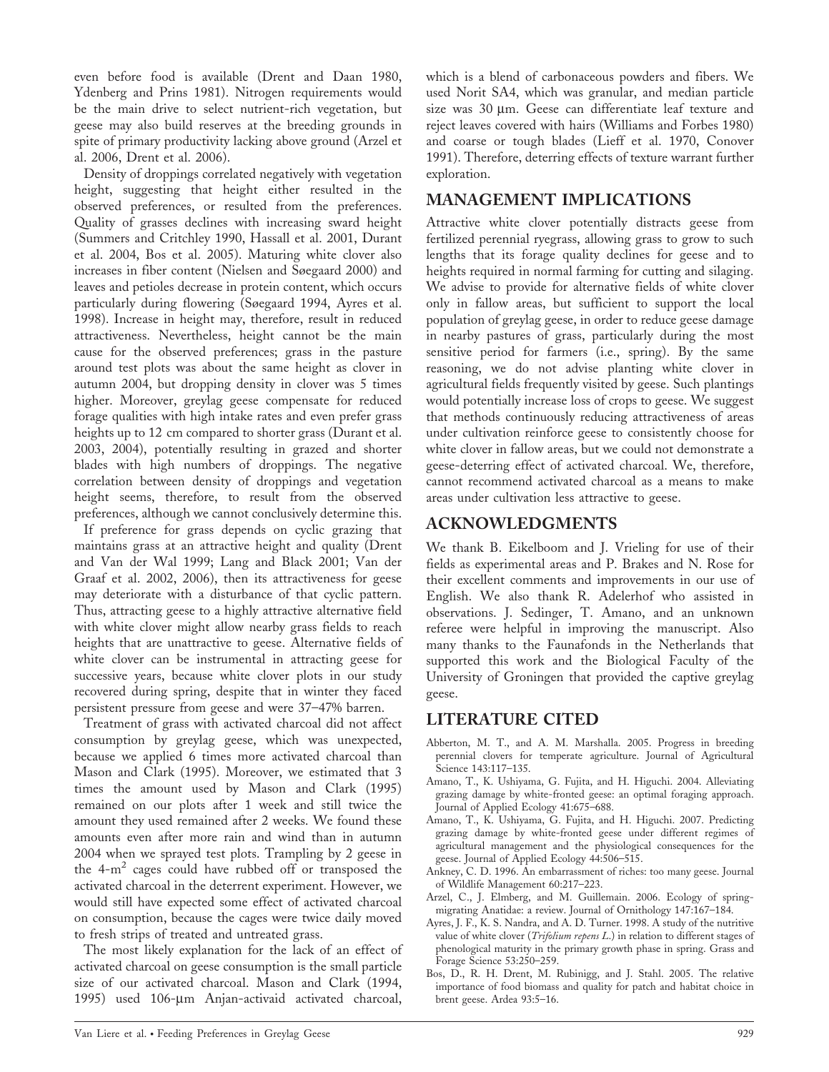even before food is available (Drent and Daan 1980, Ydenberg and Prins 1981). Nitrogen requirements would be the main drive to select nutrient-rich vegetation, but geese may also build reserves at the breeding grounds in spite of primary productivity lacking above ground (Arzel et al. 2006, Drent et al. 2006).

Density of droppings correlated negatively with vegetation height, suggesting that height either resulted in the observed preferences, or resulted from the preferences. Quality of grasses declines with increasing sward height (Summers and Critchley 1990, Hassall et al. 2001, Durant et al. 2004, Bos et al. 2005). Maturing white clover also increases in fiber content (Nielsen and Søegaard 2000) and leaves and petioles decrease in protein content, which occurs particularly during flowering (Søegaard 1994, Ayres et al. 1998). Increase in height may, therefore, result in reduced attractiveness. Nevertheless, height cannot be the main cause for the observed preferences; grass in the pasture around test plots was about the same height as clover in autumn 2004, but dropping density in clover was 5 times higher. Moreover, greylag geese compensate for reduced forage qualities with high intake rates and even prefer grass heights up to 12 cm compared to shorter grass (Durant et al. 2003, 2004), potentially resulting in grazed and shorter blades with high numbers of droppings. The negative correlation between density of droppings and vegetation height seems, therefore, to result from the observed preferences, although we cannot conclusively determine this.

If preference for grass depends on cyclic grazing that maintains grass at an attractive height and quality (Drent and Van der Wal 1999; Lang and Black 2001; Van der Graaf et al. 2002, 2006), then its attractiveness for geese may deteriorate with a disturbance of that cyclic pattern. Thus, attracting geese to a highly attractive alternative field with white clover might allow nearby grass fields to reach heights that are unattractive to geese. Alternative fields of white clover can be instrumental in attracting geese for successive years, because white clover plots in our study recovered during spring, despite that in winter they faced persistent pressure from geese and were 37–47% barren.

Treatment of grass with activated charcoal did not affect consumption by greylag geese, which was unexpected, because we applied 6 times more activated charcoal than Mason and Clark (1995). Moreover, we estimated that 3 times the amount used by Mason and Clark (1995) remained on our plots after 1 week and still twice the amount they used remained after 2 weeks. We found these amounts even after more rain and wind than in autumn 2004 when we sprayed test plots. Trampling by 2 geese in the 4-m$^2$ cages could have rubbed off or transposed the activated charcoal in the deterrent experiment. However, we would still have expected some effect of activated charcoal on consumption, because the cages were twice daily moved to fresh strips of treated and untreated grass.

The most likely explanation for the lack of an effect of activated charcoal on geese consumption is the small particle size of our activated charcoal. Mason and Clark (1994, 1995) used 106-μm Anjan-activaid activated charcoal, which is a blend of carbonaceous powders and fibers. We used Norit SA4, which was granular, and median particle size was 30 μm. Geese can differentiate leaf texture and reject leaves covered with hairs (Williams and Forbes 1980) and coarse or tough blades (Lieff et al. 1970, Conover 1991). Therefore, deterring effects of texture warrant further exploration.

## MANAGEMENT IMPLICATIONS

Attractive white clover potentially distracts geese from fertilized perennial ryegrass, allowing grass to grow to such lengths that its forage quality declines for geese and to heights required in normal farming for cutting and silaging. We advise to provide for alternative fields of white clover only in fallow areas, but sufficient to support the local population of greylag geese, in order to reduce geese damage in nearby pastures of grass, particularly during the most sensitive period for farmers (i.e., spring). By the same reasoning, we do not advise planting white clover in agricultural fields frequently visited by geese. Such plantings would potentially increase loss of crops to geese. We suggest that methods continuously reducing attractiveness of areas under cultivation reinforce geese to consistently choose for white clover in fallow areas, but we could not demonstrate a geese-deterring effect of activated charcoal. We, therefore, cannot recommend activated charcoal as a means to make areas under cultivation less attractive to geese.

## ACKNOWLEDGMENTS

We thank B. Eikelboom and J. Vrieling for use of their fields as experimental areas and P. Brakes and N. Rose for their excellent comments and improvements in our use of English. We also thank R. Adelerhof who assisted in observations. J. Sedinger, T. Amano, and an unknown referee were helpful in improving the manuscript. Also many thanks to the Faunafonds in the Netherlands that supported this work and the Biological Faculty of the University of Groningen that provided the captive greylag geese.

## LITERATURE CITED

Abberton, M. T., and A. M. Marshalla. 2005. Progress in breeding perennial clovers for temperate agriculture. Journal of Agricultural Science 143:117–135.

Amano, T., K. Ushiyama, G. Fujita, and H. Higuchi. 2004. Alleviating grazing damage by white-fronted geese: an optimal foraging approach. Journal of Applied Ecology 41:675–688.

Amano, T., K. Ushiyama, G. Fujita, and H. Higuchi. 2007. Predicting grazing damage by white-fronted geese under different regimes of agricultural management and the physiological consequences for the geese. Journal of Applied Ecology 44:506–515.

Ankney, C. D. 1996. An embarrassment of riches: too many geese. Journal of Wildlife Management 60:217–223.

Arzel, C., J. Elmberg, and M. Guillemain. 2006. Ecology of spring-migrating Anatidae: a review. Journal of Ornithology 147:167–184.

Ayres, J. F., K. S. Nandra, and A. D. Turner. 1998. A study of the nutritive value of white clover (*Trifolium repens L.*) in relation to different stages of phenological maturity in the primary growth phase in spring. Grass and Forage Science 53:250–259.

Bos, D., R. H. Drent, M. Rubinigg, and J. Stahl. 2005. The relative importance of food biomass and quality for patch and habitat choice in brent geese. Ardea 93:5–16.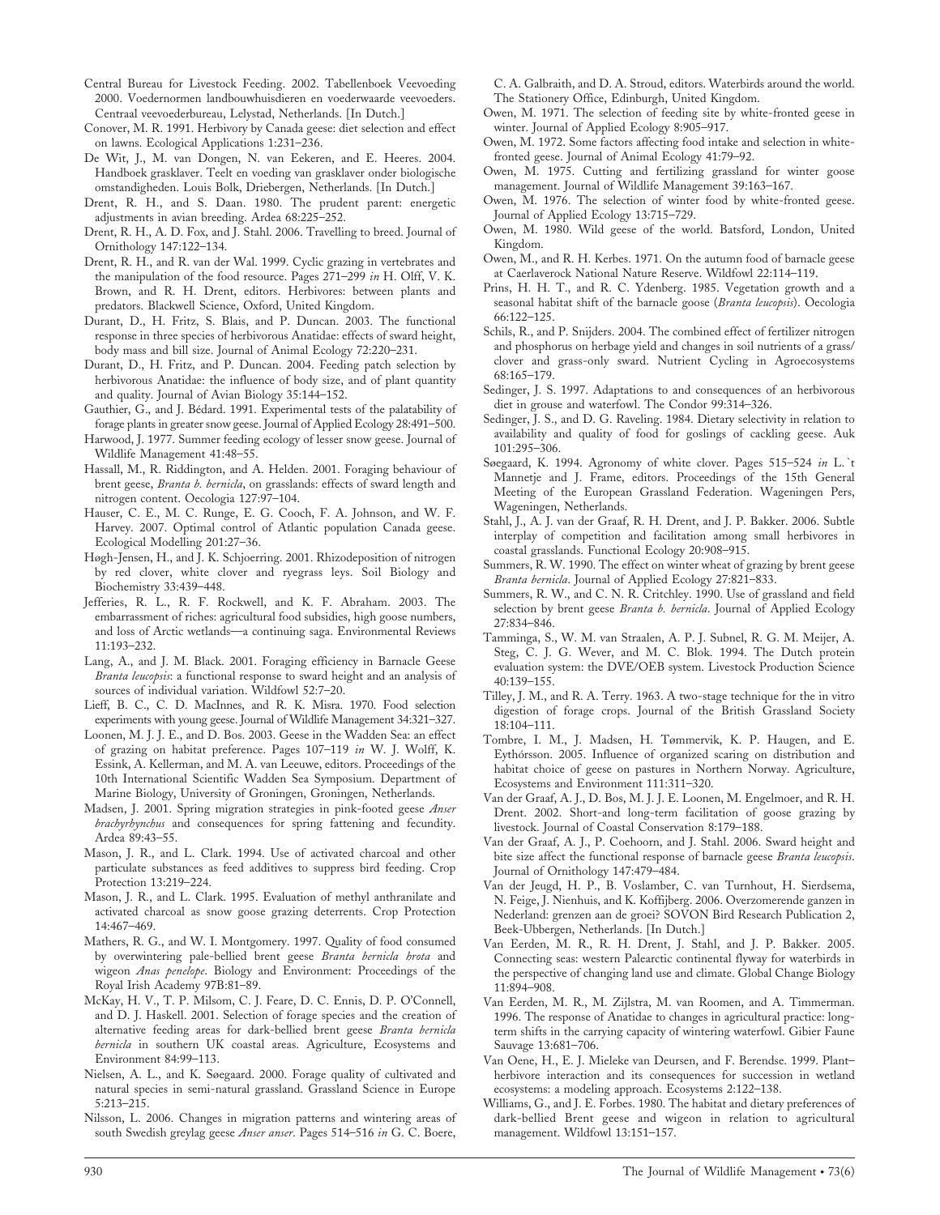Central Bureau for Livestock Feeding. 2002. Tabellenboek Veevoeding 2000. Voedernormen landbouwhuisdieren en voederwaarde veevoeders. Centraal veevoederbureau, Lelystad, Netherlands. [In Dutch.]

Conover, M. R. 1991. Herbivory by Canada geese: diet selection and effect on lawns. Ecological Applications 1:231–236.

De Wit, J., M. van Dongen, N. van Eekeren, and E. Heeres. 2004. Handboek grasklaver. Teelt en voeding van grasklaver onder biologische omstandigheden. Louis Bolk, Driebergen, Netherlands. [In Dutch.]

Drent, R. H., and S. Daan. 1980. The prudent parent: energetic adjustments in avian breeding. Ardea 68:225–252.

Drent, R. H., A. D. Fox, and J. Stahl. 2006. Travelling to breed. Journal of Ornithology 147:122–134.

Drent, R. H., and R. van der Wal. 1999. Cyclic grazing in vertebrates and the manipulation of the food resource. Pages 271–299 *in* H. Olff, V. K. Brown, and R. H. Drent, editors. Herbivores: between plants and predators. Blackwell Science, Oxford, United Kingdom.

Durant, D., H. Fritz, S. Blais, and P. Duncan. 2003. The functional response in three species of herbivorous Anatidae: effects of sward height, body mass and bill size. Journal of Animal Ecology 72:220–231.

Durant, D., H. Fritz, and P. Duncan. 2004. Feeding patch selection by herbivorous Anatidae: the influence of body size, and of plant quantity and quality. Journal of Avian Biology 35:144–152.

Gauthier, G., and J. Bédard. 1991. Experimental tests of the palatability of forage plants in greater snow geese. Journal of Applied Ecology 28:491–500.

Harwood, J. 1977. Summer feeding ecology of lesser snow geese. Journal of Wildlife Management 41:48–55.

Hassall, M., R. Riddington, and A. Helden. 2001. Foraging behaviour of brent geese, *Branta b. bernicla*, on grasslands: effects of sward length and nitrogen content. Oecologia 127:97–104.

Hauser, C. E., M. C. Runge, E. G. Cooch, F. A. Johnson, and W. F. Harvey. 2007. Optimal control of Atlantic population Canada geese. Ecological Modelling 201:27–36.

Høgh-Jensen, H., and J. K. Schjoerring. 2001. Rhizodeposition of nitrogen by red clover, white clover and ryegrass leys. Soil Biology and Biochemistry 33:439–448.

Jefferies, R. L., R. F. Rockwell, and K. F. Abraham. 2003. The embarrassment of riches: agricultural food subsidies, high goose numbers, and loss of Arctic wetlands—a continuing saga. Environmental Reviews 11:193–232.

Lang, A., and J. M. Black. 2001. Foraging efficiency in Barnacle Geese *Branta leucopsis*: a functional response to sward height and an analysis of sources of individual variation. Wildfowl 52:7–20.

Lieff, B. C., C. D. MacInnes, and R. K. Misra. 1970. Food selection experiments with young geese. Journal of Wildlife Management 34:321–327.

Loonen, M. J. J. E., and D. Bos. 2003. Geese in the Wadden Sea: an effect of grazing on habitat preference. Pages 107–119 *in* W. J. Wolff, K. Essink, A. Kellerman, and M. A. van Leeuwe, editors. Proceedings of the 10th International Scientific Wadden Sea Symposium. Department of Marine Biology, University of Groningen, Groningen, Netherlands.

Madsen, J. 2001. Spring migration strategies in pink-footed geese *Anser brachyrhynchus* and consequences for spring fattening and fecundity. Ardea 89:43–55.

Mason, J. R., and L. Clark. 1994. Use of activated charcoal and other particulate substances as feed additives to suppress bird feeding. Crop Protection 13:219–224.

Mason, J. R., and L. Clark. 1995. Evaluation of methyl anthranilate and activated charcoal as snow goose grazing deterrents. Crop Protection 14:467–469.

Mathers, R. G., and W. I. Montgomery. 1997. Quality of food consumed by overwintering pale-bellied brent geese *Branta bernicla hrota* and wigeon *Anas penelope*. Biology and Environment: Proceedings of the Royal Irish Academy 97B:81–89.

McKay, H. V., T. P. Milsom, C. J. Feare, D. C. Ennis, D. P. O'Connell, and D. J. Haskell. 2001. Selection of forage species and the creation of alternative feeding areas for dark-bellied brent geese *Branta bernicla bernicla* in southern UK coastal areas. Agriculture, Ecosystems and Environment 84:99–113.

Nielsen, A. L., and K. Søegaard. 2000. Forage quality of cultivated and natural species in semi-natural grassland. Grassland Science in Europe 5:213–215.

Nilsson, L. 2006. Changes in migration patterns and wintering areas of south Swedish greylag geese *Anser anser*. Pages 514–516 *in* G. C. Boere, C. A. Galbraith, and D. A. Stroud, editors. Waterbirds around the world. The Stationery Office, Edinburgh, United Kingdom.

Owen, M. 1971. The selection of feeding site by white-fronted geese in winter. Journal of Applied Ecology 8:905–917.

Owen, M. 1972. Some factors affecting food intake and selection in white-fronted geese. Journal of Animal Ecology 41:79–92.

Owen, M. 1975. Cutting and fertilizing grassland for winter goose management. Journal of Wildlife Management 39:163–167.

Owen, M. 1976. The selection of winter food by white-fronted geese. Journal of Applied Ecology 13:715–729.

Owen, M. 1980. Wild geese of the world. Batsford, London, United Kingdom.

Owen, M., and R. H. Kerbes. 1971. On the autumn food of barnacle geese at Caerlaverock National Nature Reserve. Wildfowl 22:114–119.

Prins, H. H. T., and R. C. Ydenberg. 1985. Vegetation growth and a seasonal habitat shift of the barnacle goose (*Branta leucopsis*). Oecologia 66:122–125.

Schils, R., and P. Snijders. 2004. The combined effect of fertilizer nitrogen and phosphorus on herbage yield and changes in soil nutrients of a grass/clover and grass-only sward. Nutrient Cycling in Agroecosystems 68:165–179.

Sedinger, J. S. 1997. Adaptations to and consequences of an herbivorous diet in grouse and waterfowl. The Condor 99:314–326.

Sedinger, J. S., and D. G. Raveling. 1984. Dietary selectivity in relation to availability and quality of food for goslings of cackling geese. Auk 101:295–306.

Søegaard, K. 1994. Agronomy of white clover. Pages 515–524 *in* L. 't Mannetje and J. Frame, editors. Proceedings of the 15th General Meeting of the European Grassland Federation. Wageningen Pers, Wageningen, Netherlands.

Stahl, J., A. J. van der Graaf, R. H. Drent, and J. P. Bakker. 2006. Subtle interplay of competition and facilitation among small herbivores in coastal grasslands. Functional Ecology 20:908–915.

Summers, R. W. 1990. The effect on winter wheat of grazing by brent geese *Branta bernicla*. Journal of Applied Ecology 27:821–833.

Summers, R. W., and C. N. R. Critchley. 1990. Use of grassland and field selection by brent geese *Branta b. bernicla*. Journal of Applied Ecology 27:834–846.

Tamminga, S., W. M. van Straalen, A. P. J. Subnel, R. G. M. Meijer, A. Steg, C. J. G. Wever, and M. C. Blok. 1994. The Dutch protein evaluation system: the DVE/OEB system. Livestock Production Science 40:139–155.

Tilley, J. M., and R. A. Terry. 1963. A two-stage technique for the in vitro digestion of forage crops. Journal of the British Grassland Society 18:104–111.

Tombre, I. M., J. Madsen, H. Tømmervik, K. P. Haugen, and E. Eythórsson. 2005. Influence of organized scaring on distribution and habitat choice of geese on pastures in Northern Norway. Agriculture, Ecosystems and Environment 111:311–320.

Van der Graaf, A. J., D. Bos, M. J. J. E. Loonen, M. Engelmoer, and R. H. Drent. 2002. Short-and long-term facilitation of goose grazing by livestock. Journal of Coastal Conservation 8:179–188.

Van der Graaf, A. J., P. Coehoorn, and J. Stahl. 2006. Sward height and bite size affect the functional response of barnacle geese *Branta leucopsis*. Journal of Ornithology 147:479–484.

Van der Jeugd, H. P., B. Voslamber, C. van Turnhout, H. Sierdsema, N. Feige, J. Nienhuis, and K. Koffijberg. 2006. Overzomerende ganzen in Nederland: grenzen aan de groei? SOVON Bird Research Publication 2, Beek-Ubbergen, Netherlands. [In Dutch.]

Van Eerden, M. R., R. H. Drent, J. Stahl, and J. P. Bakker. 2005. Connecting seas: western Palearctic continental flyway for waterbirds in the perspective of changing land use and climate. Global Change Biology 11:894–908.

Van Eerden, M. R., M. Zijlstra, M. van Roomen, and A. Timmerman. 1996. The response of Anatidae to changes in agricultural practice: long-term shifts in the carrying capacity of wintering waterfowl. Gibier Faune Sauvage 13:681–706.

Van Oene, H., E. J. Mieleke van Deursen, and F. Berendse. 1999. Plant–herbivore interaction and its consequences for succession in wetland ecosystems: a modeling approach. Ecosystems 2:122–138.

Williams, G., and J. E. Forbes. 1980. The habitat and dietary preferences of dark-bellied Brent geese and wigeon in relation to agricultural management. Wildfowl 13:151–157.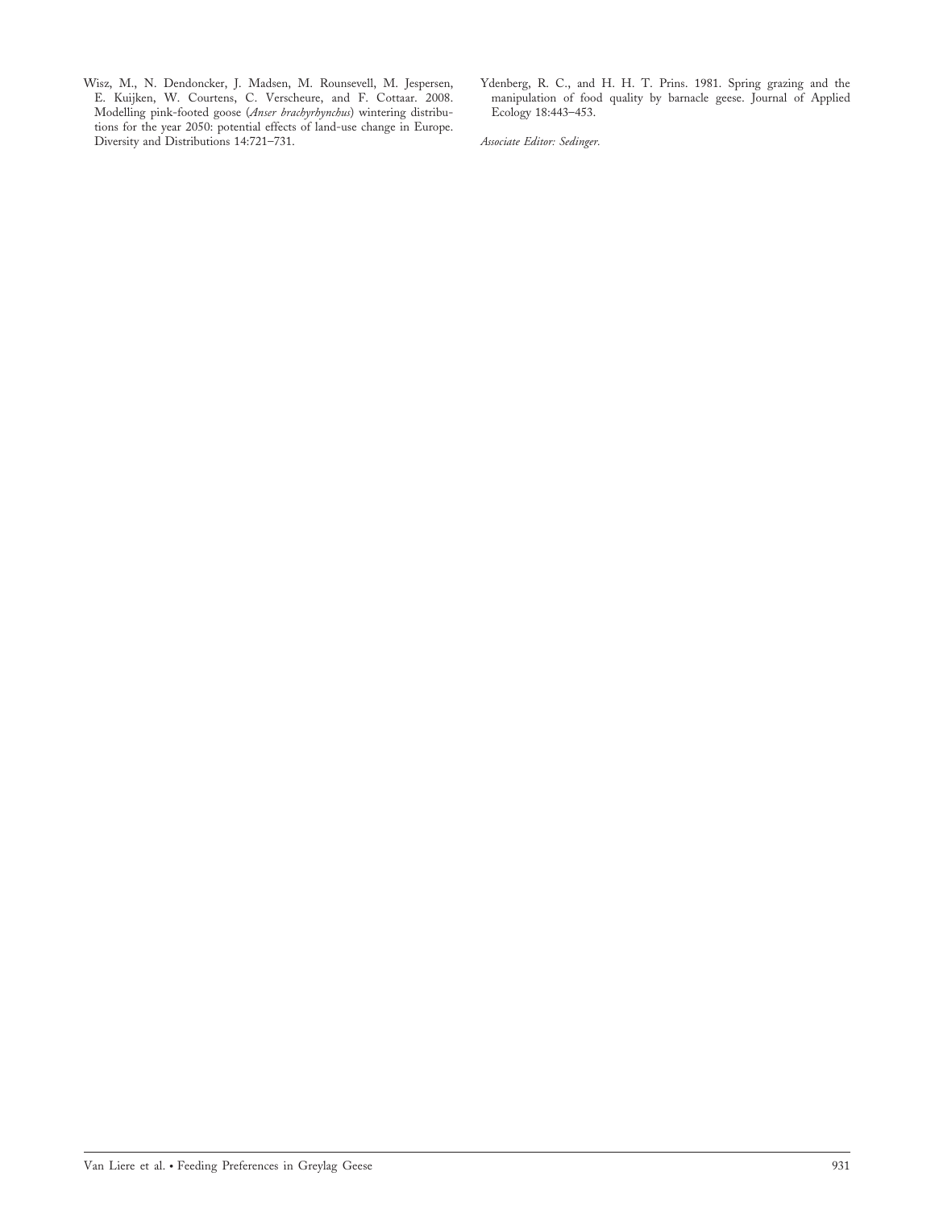Wisz, M., N. Dendoncker, J. Madsen, M. Rounsevell, M. Jespersen, E. Kuijken, W. Courtens, C. Verscheure, and F. Cottaar. 2008. Modelling pink-footed goose (*Anser brachyrhynchus*) wintering distributions for the year 2050: potential effects of land-use change in Europe. Diversity and Distributions 14:721–731.

Ydenberg, R. C., and H. H. T. Prins. 1981. Spring grazing and the manipulation of food quality by barnacle geese. Journal of Applied Ecology 18:443–453.

*Associate Editor: Sedinger.*